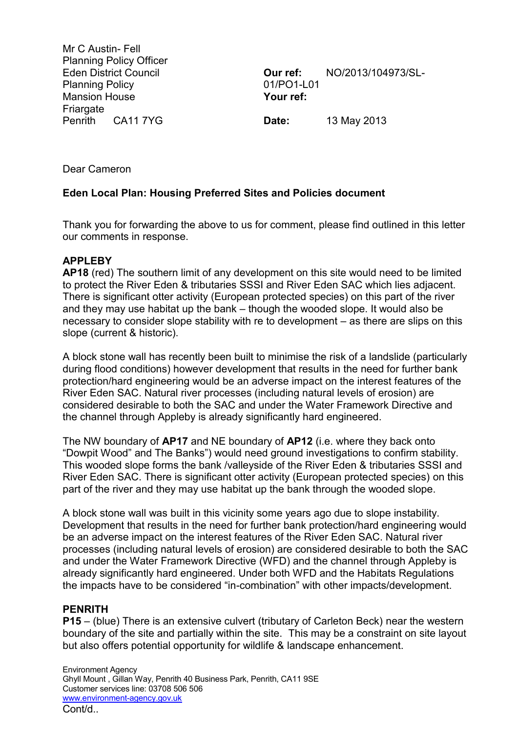Mr C Austin- Fell
Planning Policy Officer
Eden District Council
Planning Policy
Mansion House
Friargate
Penrith CA11 7YG

**Our ref:** NO/2013/104973/SL-01/PO1-L01
**Your ref:**

**Date:** 13 May 2013

Dear Cameron

**Eden Local Plan: Housing Preferred Sites and Policies document**

Thank you for forwarding the above to us for comment, please find outlined in this letter our comments in response.

**APPLEBY**

**AP18** (red) The southern limit of any development on this site would need to be limited to protect the River Eden & tributaries SSSI and River Eden SAC which lies adjacent. There is significant otter activity (European protected species) on this part of the river and they may use habitat up the bank – though the wooded slope. It would also be necessary to consider slope stability with re to development – as there are slips on this slope (current & historic).

A block stone wall has recently been built to minimise the risk of a landslide (particularly during flood conditions) however development that results in the need for further bank protection/hard engineering would be an adverse impact on the interest features of the River Eden SAC. Natural river processes (including natural levels of erosion) are considered desirable to both the SAC and under the Water Framework Directive and the channel through Appleby is already significantly hard engineered.

The NW boundary of **AP17** and NE boundary of **AP12** (i.e. where they back onto "Dowpit Wood" and The Banks") would need ground investigations to confirm stability. This wooded slope forms the bank /valleyside of the River Eden & tributaries SSSI and River Eden SAC. There is significant otter activity (European protected species) on this part of the river and they may use habitat up the bank through the wooded slope.

A block stone wall was built in this vicinity some years ago due to slope instability. Development that results in the need for further bank protection/hard engineering would be an adverse impact on the interest features of the River Eden SAC. Natural river processes (including natural levels of erosion) are considered desirable to both the SAC and under the Water Framework Directive (WFD) and the channel through Appleby is already significantly hard engineered. Under both WFD and the Habitats Regulations the impacts have to be considered "in-combination" with other impacts/development.

**PENRITH**

**P15** – (blue) There is an extensive culvert (tributary of Carleton Beck) near the western boundary of the site and partially within the site. This may be a constraint on site layout but also offers potential opportunity for wildlife & landscape enhancement.

Environment Agency
Ghyll Mount , Gillan Way, Penrith 40 Business Park, Penrith, CA11 9SE
Customer services line: 03708 506 506
www.environment-agency.gov.uk

Cont/d..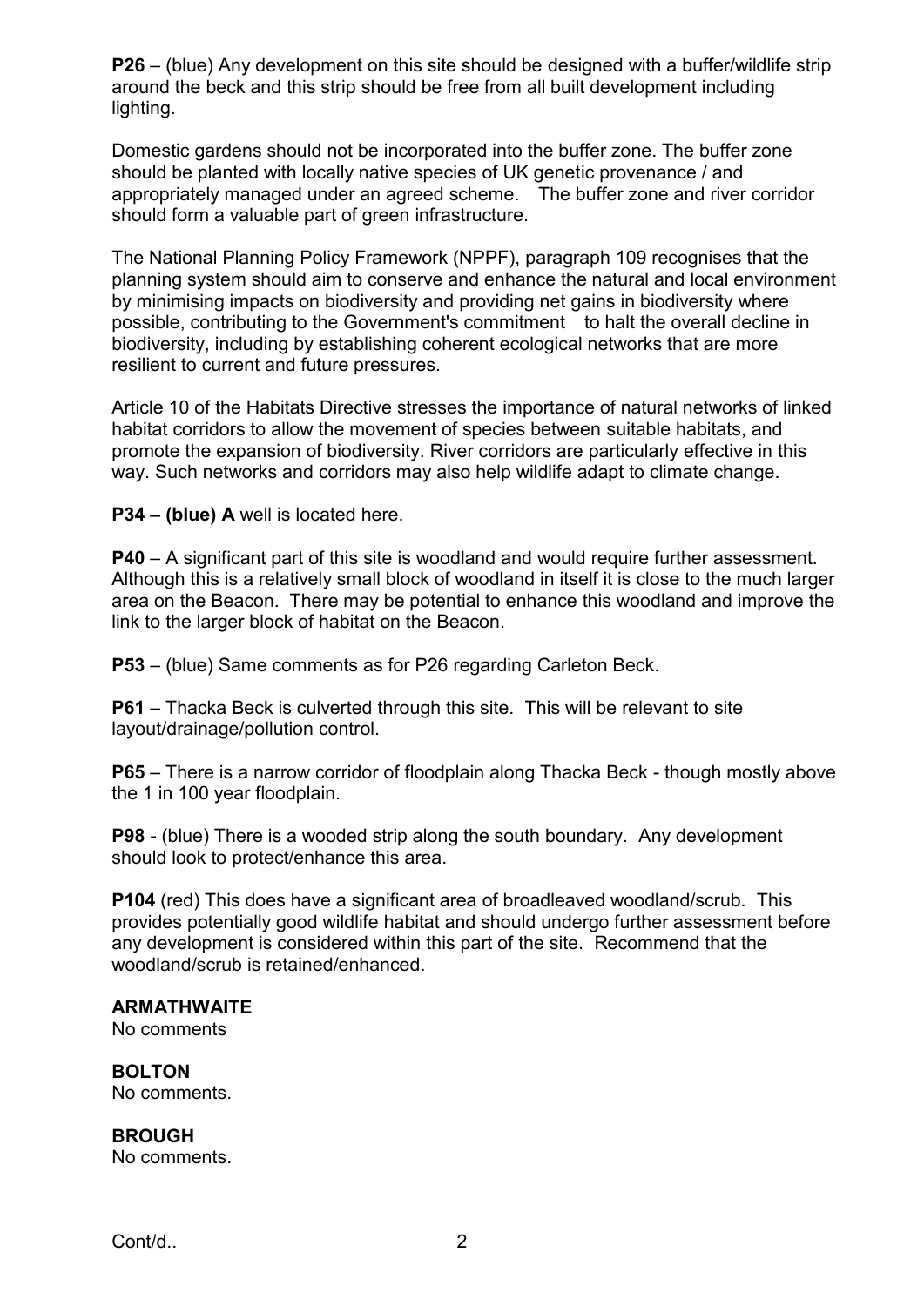**P26** – (blue) Any development on this site should be designed with a buffer/wildlife strip around the beck and this strip should be free from all built development including lighting.

Domestic gardens should not be incorporated into the buffer zone. The buffer zone should be planted with locally native species of UK genetic provenance / and appropriately managed under an agreed scheme. The buffer zone and river corridor should form a valuable part of green infrastructure.

The National Planning Policy Framework (NPPF), paragraph 109 recognises that the planning system should aim to conserve and enhance the natural and local environment by minimising impacts on biodiversity and providing net gains in biodiversity where possible, contributing to the Government's commitment to halt the overall decline in biodiversity, including by establishing coherent ecological networks that are more resilient to current and future pressures.

Article 10 of the Habitats Directive stresses the importance of natural networks of linked habitat corridors to allow the movement of species between suitable habitats, and promote the expansion of biodiversity. River corridors are particularly effective in this way. Such networks and corridors may also help wildlife adapt to climate change.

**P34 – (blue) A** well is located here.

**P40** – A significant part of this site is woodland and would require further assessment. Although this is a relatively small block of woodland in itself it is close to the much larger area on the Beacon. There may be potential to enhance this woodland and improve the link to the larger block of habitat on the Beacon.

**P53** – (blue) Same comments as for P26 regarding Carleton Beck.

**P61** – Thacka Beck is culverted through this site. This will be relevant to site layout/drainage/pollution control.

**P65** – There is a narrow corridor of floodplain along Thacka Beck - though mostly above the 1 in 100 year floodplain.

**P98** - (blue) There is a wooded strip along the south boundary. Any development should look to protect/enhance this area.

**P104** (red) This does have a significant area of broadleaved woodland/scrub. This provides potentially good wildlife habitat and should undergo further assessment before any development is considered within this part of the site. Recommend that the woodland/scrub is retained/enhanced.

**ARMATHWAITE**
No comments

**BOLTON**
No comments.

**BROUGH**
No comments.

Cont/d..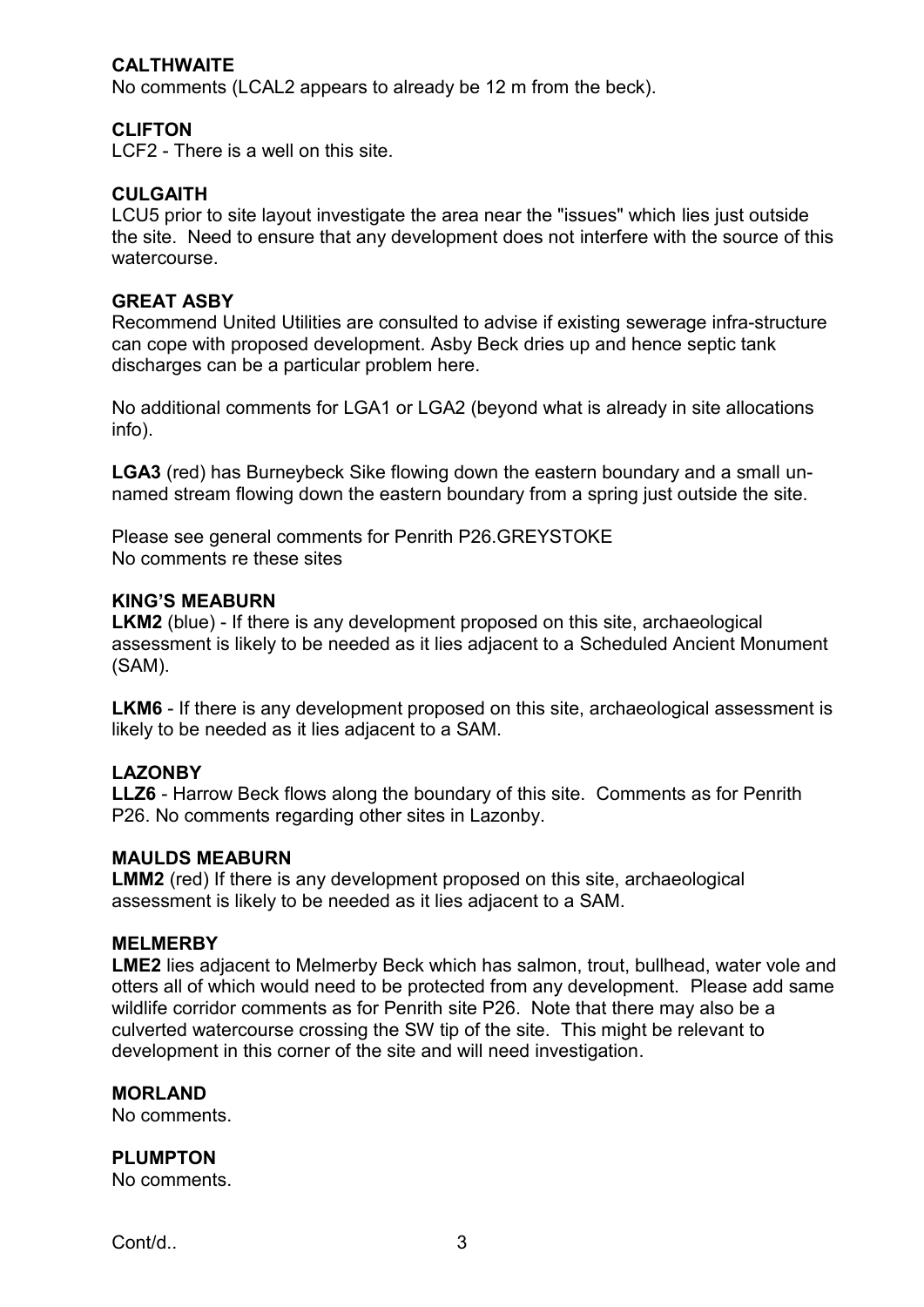**CALTHWAITE**

No comments (LCAL2 appears to already be 12 m from the beck).

**CLIFTON**

LCF2 - There is a well on this site.

**CULGAITH**

LCU5 prior to site layout investigate the area near the "issues" which lies just outside the site. Need to ensure that any development does not interfere with the source of this watercourse.

**GREAT ASBY**

Recommend United Utilities are consulted to advise if existing sewerage infra-structure can cope with proposed development. Asby Beck dries up and hence septic tank discharges can be a particular problem here.

No additional comments for LGA1 or LGA2 (beyond what is already in site allocations info).

**LGA3** (red) has Burneybeck Sike flowing down the eastern boundary and a small un-named stream flowing down the eastern boundary from a spring just outside the site.

Please see general comments for Penrith P26.GREYSTOKE
No comments re these sites

**KING'S MEABURN**

**LKM2** (blue) - If there is any development proposed on this site, archaeological assessment is likely to be needed as it lies adjacent to a Scheduled Ancient Monument (SAM).

**LKM6** - If there is any development proposed on this site, archaeological assessment is likely to be needed as it lies adjacent to a SAM.

**LAZONBY**

**LLZ6** - Harrow Beck flows along the boundary of this site. Comments as for Penrith P26. No comments regarding other sites in Lazonby.

**MAULDS MEABURN**

**LMM2** (red) If there is any development proposed on this site, archaeological assessment is likely to be needed as it lies adjacent to a SAM.

**MELMERBY**

**LME2** lies adjacent to Melmerby Beck which has salmon, trout, bullhead, water vole and otters all of which would need to be protected from any development. Please add same wildlife corridor comments as for Penrith site P26. Note that there may also be a culverted watercourse crossing the SW tip of the site. This might be relevant to development in this corner of the site and will need investigation.

**MORLAND**

No comments.

**PLUMPTON**

No comments.

Cont/d..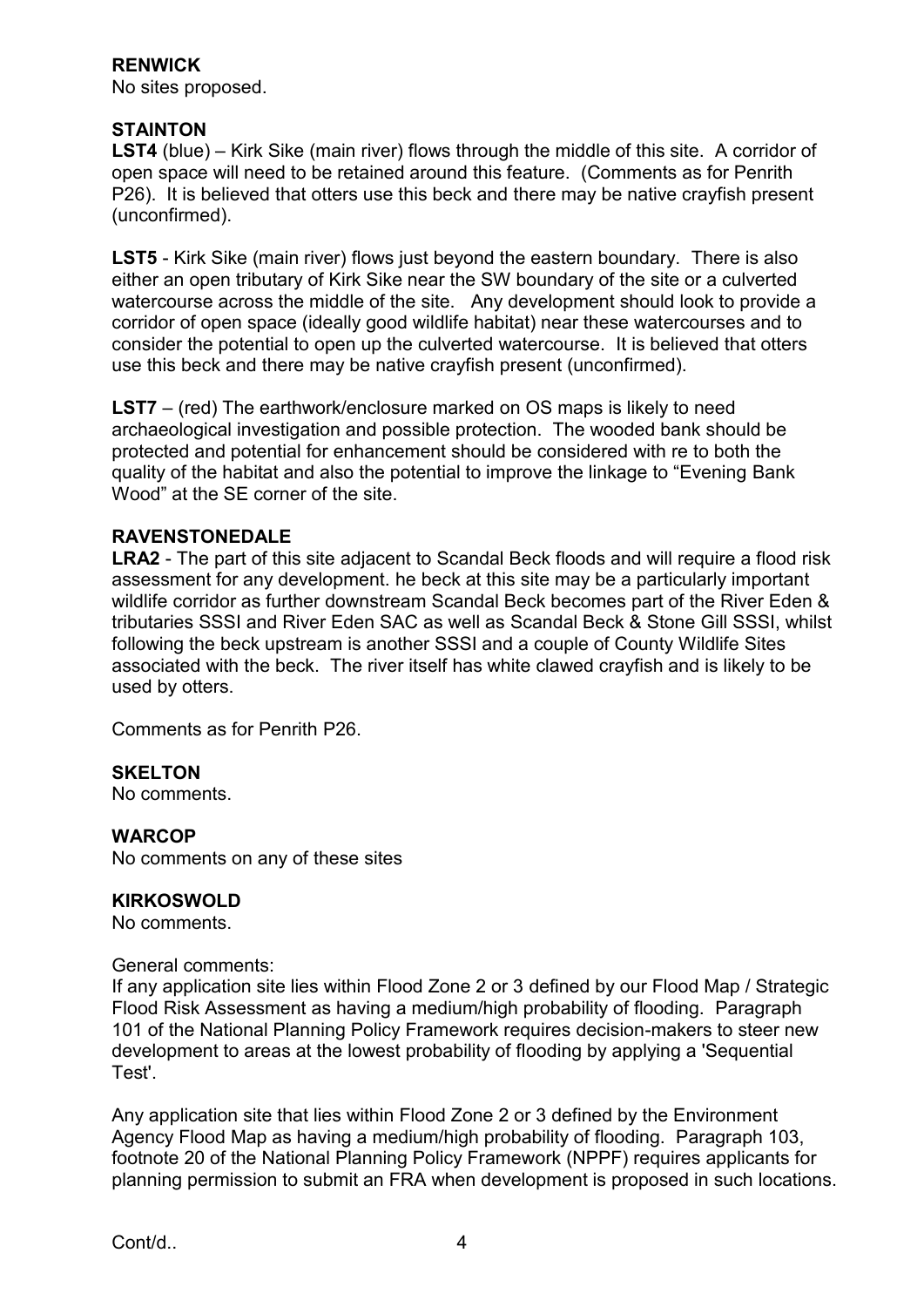**RENWICK**
No sites proposed.

**STAINTON**
**LST4** (blue) – Kirk Sike (main river) flows through the middle of this site. A corridor of open space will need to be retained around this feature. (Comments as for Penrith P26). It is believed that otters use this beck and there may be native crayfish present (unconfirmed).

**LST5** - Kirk Sike (main river) flows just beyond the eastern boundary. There is also either an open tributary of Kirk Sike near the SW boundary of the site or a culverted watercourse across the middle of the site. Any development should look to provide a corridor of open space (ideally good wildlife habitat) near these watercourses and to consider the potential to open up the culverted watercourse. It is believed that otters use this beck and there may be native crayfish present (unconfirmed).

**LST7** – (red) The earthwork/enclosure marked on OS maps is likely to need archaeological investigation and possible protection. The wooded bank should be protected and potential for enhancement should be considered with re to both the quality of the habitat and also the potential to improve the linkage to "Evening Bank Wood" at the SE corner of the site.

**RAVENSTONEDALE**
**LRA2** - The part of this site adjacent to Scandal Beck floods and will require a flood risk assessment for any development. he beck at this site may be a particularly important wildlife corridor as further downstream Scandal Beck becomes part of the River Eden & tributaries SSSI and River Eden SAC as well as Scandal Beck & Stone Gill SSSI, whilst following the beck upstream is another SSSI and a couple of County Wildlife Sites associated with the beck. The river itself has white clawed crayfish and is likely to be used by otters.

Comments as for Penrith P26.

**SKELTON**
No comments.

**WARCOP**
No comments on any of these sites

**KIRKOSWOLD**
No comments.

General comments:
If any application site lies within Flood Zone 2 or 3 defined by our Flood Map / Strategic Flood Risk Assessment as having a medium/high probability of flooding. Paragraph 101 of the National Planning Policy Framework requires decision-makers to steer new development to areas at the lowest probability of flooding by applying a 'Sequential Test'.

Any application site that lies within Flood Zone 2 or 3 defined by the Environment Agency Flood Map as having a medium/high probability of flooding. Paragraph 103, footnote 20 of the National Planning Policy Framework (NPPF) requires applicants for planning permission to submit an FRA when development is proposed in such locations.

Cont/d..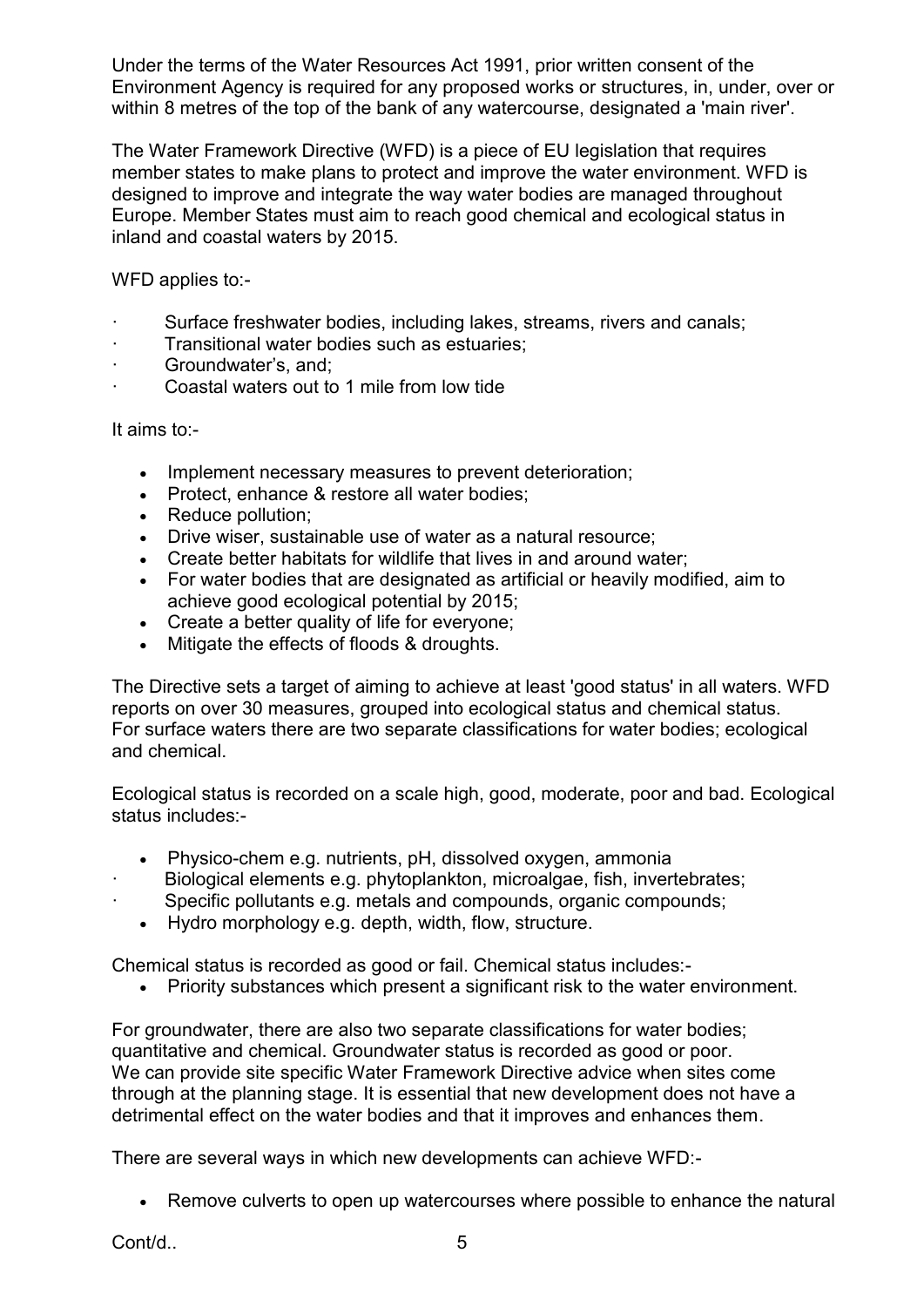Under the terms of the Water Resources Act 1991, prior written consent of the Environment Agency is required for any proposed works or structures, in, under, over or within 8 metres of the top of the bank of any watercourse, designated a 'main river'.

The Water Framework Directive (WFD) is a piece of EU legislation that requires member states to make plans to protect and improve the water environment. WFD is designed to improve and integrate the way water bodies are managed throughout Europe. Member States must aim to reach good chemical and ecological status in inland and coastal waters by 2015.

WFD applies to:-

- Surface freshwater bodies, including lakes, streams, rivers and canals;
- Transitional water bodies such as estuaries;
- Groundwater's, and;
- Coastal waters out to 1 mile from low tide

It aims to:-

- Implement necessary measures to prevent deterioration;
- Protect, enhance & restore all water bodies;
- Reduce pollution;
- Drive wiser, sustainable use of water as a natural resource;
- Create better habitats for wildlife that lives in and around water;
- For water bodies that are designated as artificial or heavily modified, aim to achieve good ecological potential by 2015;
- Create a better quality of life for everyone;
- Mitigate the effects of floods & droughts.

The Directive sets a target of aiming to achieve at least 'good status' in all waters. WFD reports on over 30 measures, grouped into ecological status and chemical status. For surface waters there are two separate classifications for water bodies; ecological and chemical.

Ecological status is recorded on a scale high, good, moderate, poor and bad. Ecological status includes:-

- Physico-chem e.g. nutrients, pH, dissolved oxygen, ammonia
- Biological elements e.g. phytoplankton, microalgae, fish, invertebrates;
- Specific pollutants e.g. metals and compounds, organic compounds;
- Hydro morphology e.g. depth, width, flow, structure.

Chemical status is recorded as good or fail. Chemical status includes:-

- Priority substances which present a significant risk to the water environment.

For groundwater, there are also two separate classifications for water bodies; quantitative and chemical. Groundwater status is recorded as good or poor. We can provide site specific Water Framework Directive advice when sites come through at the planning stage. It is essential that new development does not have a detrimental effect on the water bodies and that it improves and enhances them.

There are several ways in which new developments can achieve WFD:-

- Remove culverts to open up watercourses where possible to enhance the natural

Cont/d..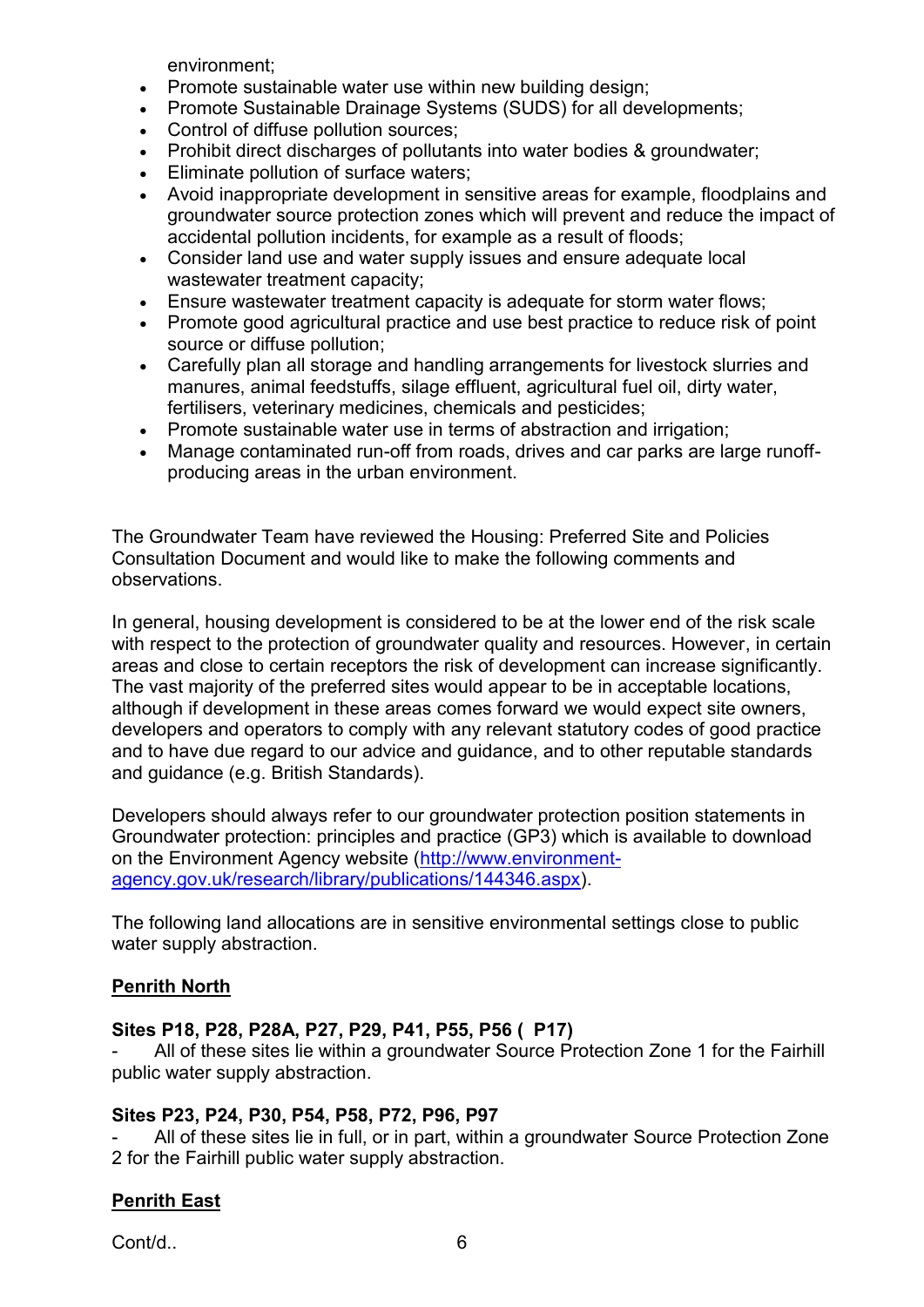environment;

- Promote sustainable water use within new building design;
- Promote Sustainable Drainage Systems (SUDS) for all developments;
- Control of diffuse pollution sources;
- Prohibit direct discharges of pollutants into water bodies & groundwater;
- Eliminate pollution of surface waters;
- Avoid inappropriate development in sensitive areas for example, floodplains and groundwater source protection zones which will prevent and reduce the impact of accidental pollution incidents, for example as a result of floods;
- Consider land use and water supply issues and ensure adequate local wastewater treatment capacity;
- Ensure wastewater treatment capacity is adequate for storm water flows;
- Promote good agricultural practice and use best practice to reduce risk of point source or diffuse pollution;
- Carefully plan all storage and handling arrangements for livestock slurries and manures, animal feedstuffs, silage effluent, agricultural fuel oil, dirty water, fertilisers, veterinary medicines, chemicals and pesticides;
- Promote sustainable water use in terms of abstraction and irrigation;
- Manage contaminated run-off from roads, drives and car parks are large runoff-producing areas in the urban environment.

The Groundwater Team have reviewed the Housing: Preferred Site and Policies Consultation Document and would like to make the following comments and observations.

In general, housing development is considered to be at the lower end of the risk scale with respect to the protection of groundwater quality and resources. However, in certain areas and close to certain receptors the risk of development can increase significantly. The vast majority of the preferred sites would appear to be in acceptable locations, although if development in these areas comes forward we would expect site owners, developers and operators to comply with any relevant statutory codes of good practice and to have due regard to our advice and guidance, and to other reputable standards and guidance (e.g. British Standards).

Developers should always refer to our groundwater protection position statements in Groundwater protection: principles and practice (GP3) which is available to download on the Environment Agency website ([http://www.environment-agency.gov.uk/research/library/publications/144346.aspx](http://www.environment-agency.gov.uk/research/library/publications/144346.aspx)).

The following land allocations are in sensitive environmental settings close to public water supply abstraction.

**<u>Penrith North</u>**

**Sites P18, P28, P28A, P27, P29, P41, P55, P56 ( P17)**

- All of these sites lie within a groundwater Source Protection Zone 1 for the Fairhill public water supply abstraction.

**Sites P23, P24, P30, P54, P58, P72, P96, P97**

- All of these sites lie in full, or in part, within a groundwater Source Protection Zone 2 for the Fairhill public water supply abstraction.

**<u>Penrith East</u>**

Cont/d..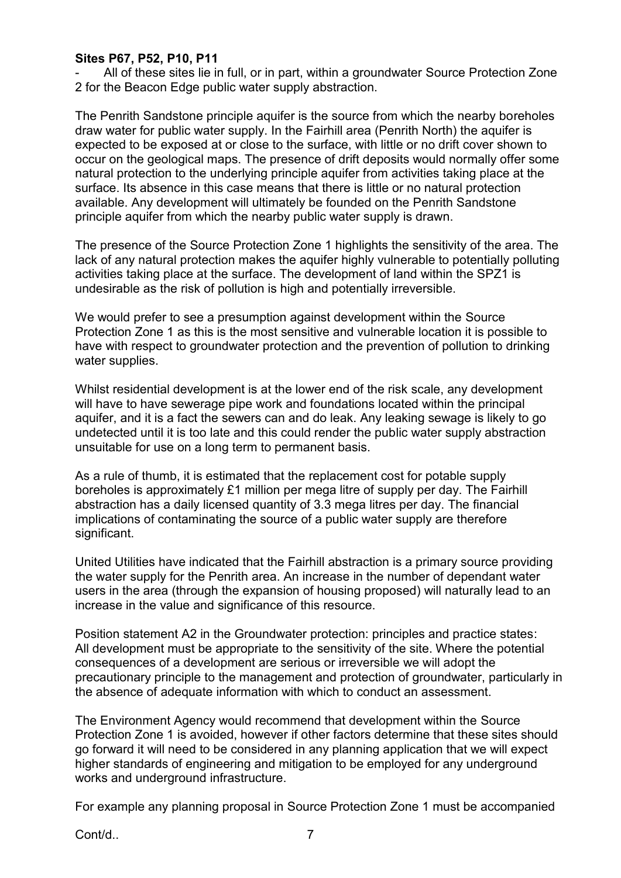**Sites P67, P52, P10, P11**

- All of these sites lie in full, or in part, within a groundwater Source Protection Zone 2 for the Beacon Edge public water supply abstraction.

The Penrith Sandstone principle aquifer is the source from which the nearby boreholes draw water for public water supply. In the Fairhill area (Penrith North) the aquifer is expected to be exposed at or close to the surface, with little or no drift cover shown to occur on the geological maps. The presence of drift deposits would normally offer some natural protection to the underlying principle aquifer from activities taking place at the surface. Its absence in this case means that there is little or no natural protection available. Any development will ultimately be founded on the Penrith Sandstone principle aquifer from which the nearby public water supply is drawn.

The presence of the Source Protection Zone 1 highlights the sensitivity of the area. The lack of any natural protection makes the aquifer highly vulnerable to potentially polluting activities taking place at the surface. The development of land within the SPZ1 is undesirable as the risk of pollution is high and potentially irreversible.

We would prefer to see a presumption against development within the Source Protection Zone 1 as this is the most sensitive and vulnerable location it is possible to have with respect to groundwater protection and the prevention of pollution to drinking water supplies.

Whilst residential development is at the lower end of the risk scale, any development will have to have sewerage pipe work and foundations located within the principal aquifer, and it is a fact the sewers can and do leak. Any leaking sewage is likely to go undetected until it is too late and this could render the public water supply abstraction unsuitable for use on a long term to permanent basis.

As a rule of thumb, it is estimated that the replacement cost for potable supply boreholes is approximately £1 million per mega litre of supply per day. The Fairhill abstraction has a daily licensed quantity of 3.3 mega litres per day. The financial implications of contaminating the source of a public water supply are therefore significant.

United Utilities have indicated that the Fairhill abstraction is a primary source providing the water supply for the Penrith area. An increase in the number of dependant water users in the area (through the expansion of housing proposed) will naturally lead to an increase in the value and significance of this resource.

Position statement A2 in the Groundwater protection: principles and practice states:
All development must be appropriate to the sensitivity of the site. Where the potential consequences of a development are serious or irreversible we will adopt the precautionary principle to the management and protection of groundwater, particularly in the absence of adequate information with which to conduct an assessment.

The Environment Agency would recommend that development within the Source Protection Zone 1 is avoided, however if other factors determine that these sites should go forward it will need to be considered in any planning application that we will expect higher standards of engineering and mitigation to be employed for any underground works and underground infrastructure.

For example any planning proposal in Source Protection Zone 1 must be accompanied

Cont/d..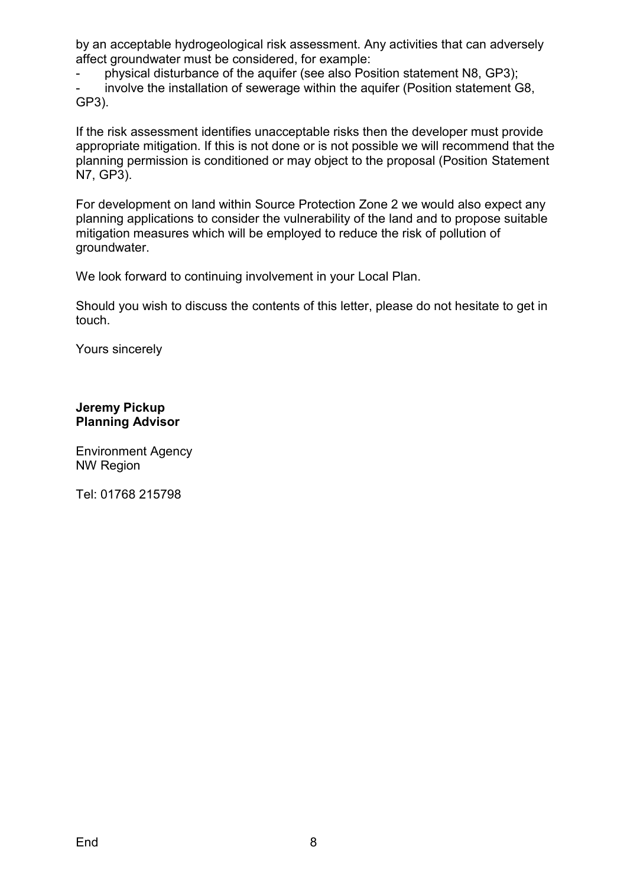by an acceptable hydrogeological risk assessment. Any activities that can adversely affect groundwater must be considered, for example:

- physical disturbance of the aquifer (see also Position statement N8, GP3);
- involve the installation of sewerage within the aquifer (Position statement G8, GP3).

If the risk assessment identifies unacceptable risks then the developer must provide appropriate mitigation. If this is not done or is not possible we will recommend that the planning permission is conditioned or may object to the proposal (Position Statement N7, GP3).

For development on land within Source Protection Zone 2 we would also expect any planning applications to consider the vulnerability of the land and to propose suitable mitigation measures which will be employed to reduce the risk of pollution of groundwater.

We look forward to continuing involvement in your Local Plan.

Should you wish to discuss the contents of this letter, please do not hesitate to get in touch.

Yours sincerely

**Jeremy Pickup**
**Planning Advisor**

Environment Agency
NW Region

Tel: 01768 215798

End